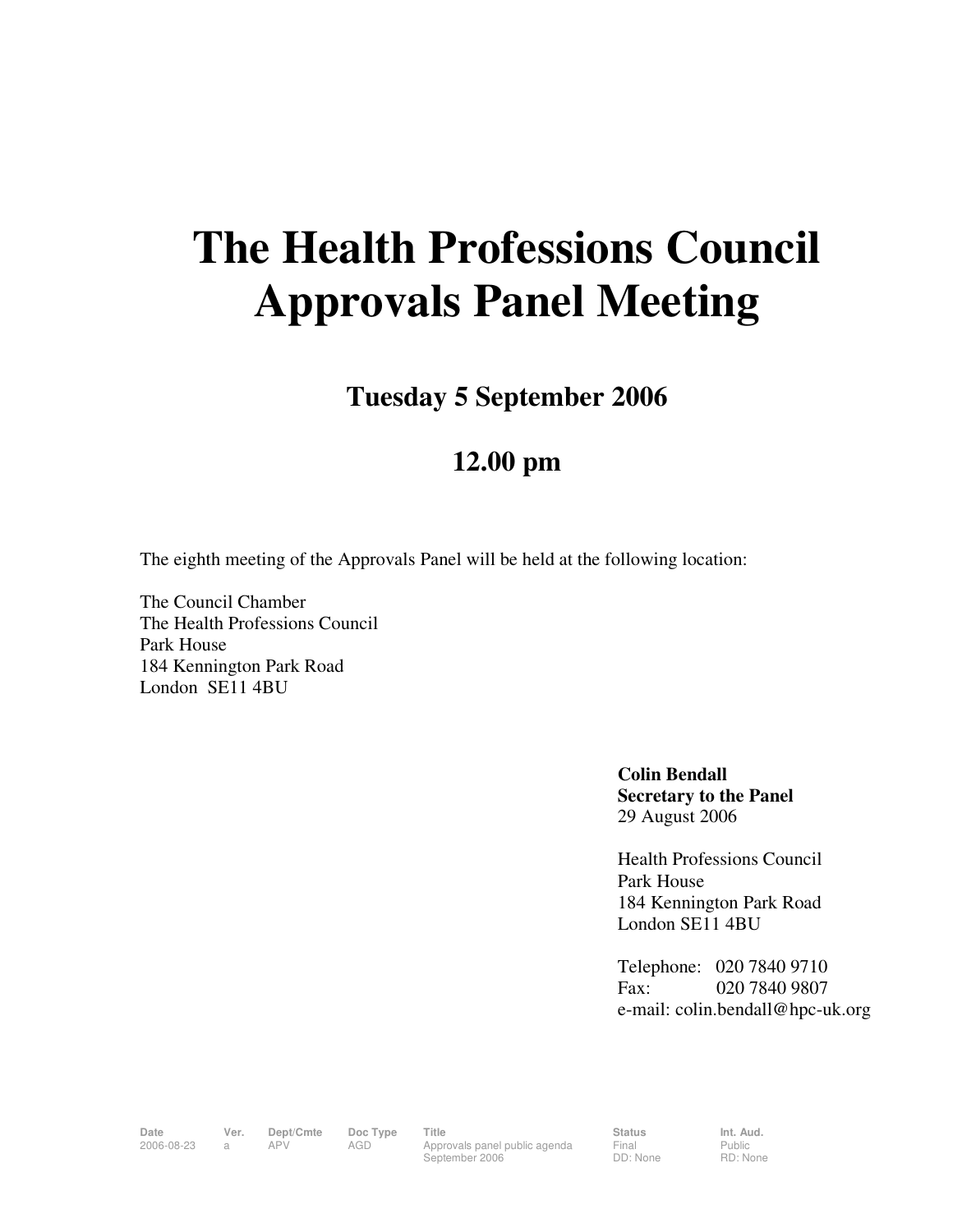# The Health Professions Council Approvals Panel Meeting

## Tuesday 5 September 2006

## 12.00 pm

The eighth meeting of the Approvals Panel will be held at the following location:

The Council Chamber
The Health Professions Council
Park House
184 Kennington Park Road
London SE11 4BU

**Colin Bendall**
**Secretary to the Panel**
29 August 2006

Health Professions Council
Park House
184 Kennington Park Road
London SE11 4BU

Telephone: 020 7840 9710
Fax: 020 7840 9807
e-mail: colin.bendall@hpc-uk.org

| Date | Ver. | Dept/Cmte | Doc Type | Title | Status | Int. Aud. |
|---|---|---|---|---|---|---|
| 2006-08-23 | a | APV | AGD | Approvals panel public agenda September 2006 | Final DD: None | Public RD: None |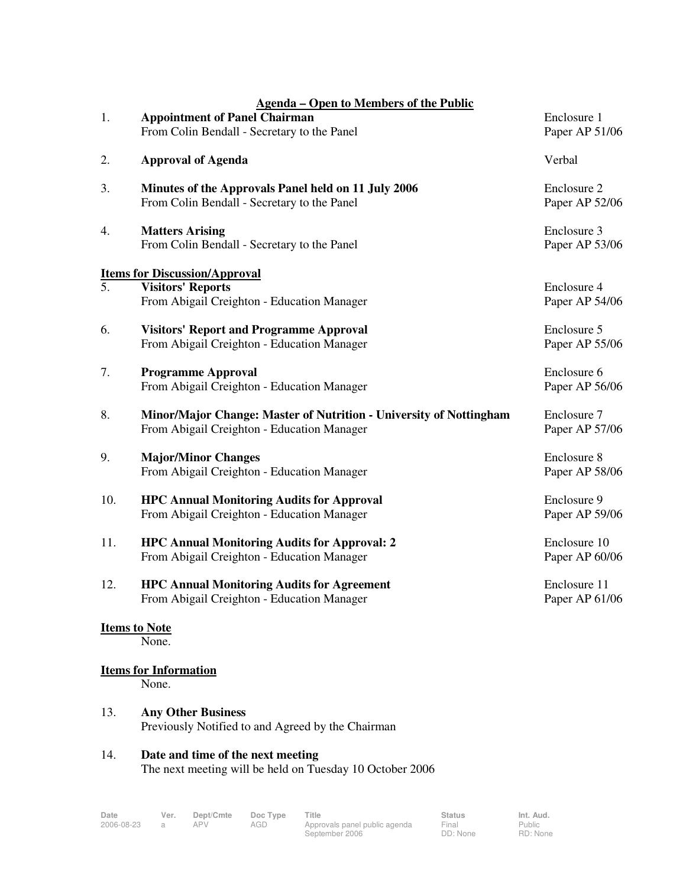## Agenda – Open to Members of the Public

| | | |
|---|---|---|
| 1. | **Appointment of Panel Chairman**<br>From Colin Bendall - Secretary to the Panel | Enclosure 1<br>Paper AP 51/06 |
| 2. | **Approval of Agenda** | Verbal |
| 3. | **Minutes of the Approvals Panel held on 11 July 2006**<br>From Colin Bendall - Secretary to the Panel | Enclosure 2<br>Paper AP 52/06 |
| 4. | **Matters Arising**<br>From Colin Bendall - Secretary to the Panel | Enclosure 3<br>Paper AP 53/06 |

### Items for Discussion/Approval

| | | |
|---|---|---|
| 5. | **Visitors' Reports**<br>From Abigail Creighton - Education Manager | Enclosure 4<br>Paper AP 54/06 |
| 6. | **Visitors' Report and Programme Approval**<br>From Abigail Creighton - Education Manager | Enclosure 5<br>Paper AP 55/06 |
| 7. | **Programme Approval**<br>From Abigail Creighton - Education Manager | Enclosure 6<br>Paper AP 56/06 |
| 8. | **Minor/Major Change: Master of Nutrition - University of Nottingham**<br>From Abigail Creighton - Education Manager | Enclosure 7<br>Paper AP 57/06 |
| 9. | **Major/Minor Changes**<br>From Abigail Creighton - Education Manager | Enclosure 8<br>Paper AP 58/06 |
| 10. | **HPC Annual Monitoring Audits for Approval**<br>From Abigail Creighton - Education Manager | Enclosure 9<br>Paper AP 59/06 |
| 11. | **HPC Annual Monitoring Audits for Approval: 2**<br>From Abigail Creighton - Education Manager | Enclosure 10<br>Paper AP 60/06 |
| 12. | **HPC Annual Monitoring Audits for Agreement**<br>From Abigail Creighton - Education Manager | Enclosure 11<br>Paper AP 61/06 |

### Items to Note

None.

### Items for Information

None.

13. **Any Other Business**
    Previously Notified to and Agreed by the Chairman

14. **Date and time of the next meeting**
    The next meeting will be held on Tuesday 10 October 2006

| Date | Ver. | Dept/Cmte | Doc Type | Title | Status | Int. Aud. |
|---|---|---|---|---|---|---|
| 2006-08-23 | a | APV | AGD | Approvals panel public agenda September 2006 | Final<br>DD: None | Public<br>RD: None |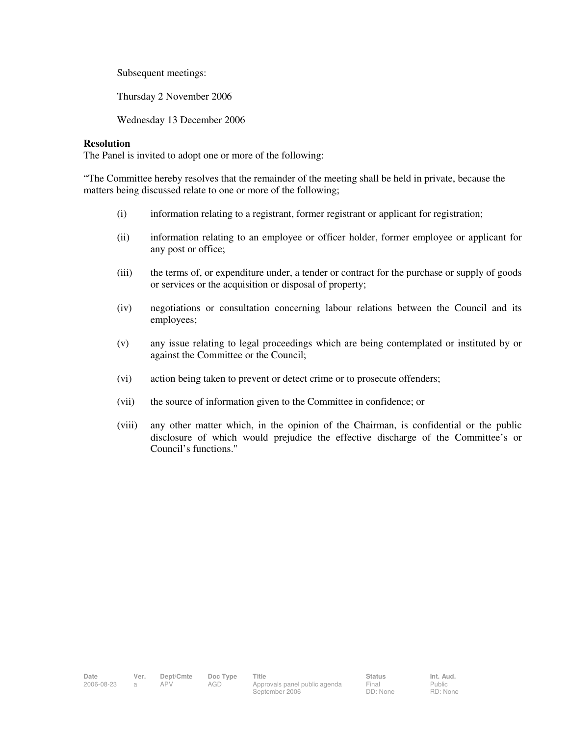Subsequent meetings:

Thursday 2 November 2006

Wednesday 13 December 2006

**Resolution**

The Panel is invited to adopt one or more of the following:

“The Committee hereby resolves that the remainder of the meeting shall be held in private, because the matters being discussed relate to one or more of the following;

(i) information relating to a registrant, former registrant or applicant for registration;

(ii) information relating to an employee or officer holder, former employee or applicant for any post or office;

(iii) the terms of, or expenditure under, a tender or contract for the purchase or supply of goods or services or the acquisition or disposal of property;

(iv) negotiations or consultation concerning labour relations between the Council and its employees;

(v) any issue relating to legal proceedings which are being contemplated or instituted by or against the Committee or the Council;

(vi) action being taken to prevent or detect crime or to prosecute offenders;

(vii) the source of information given to the Committee in confidence; or

(viii) any other matter which, in the opinion of the Chairman, is confidential or the public disclosure of which would prejudice the effective discharge of the Committee’s or Council’s functions."